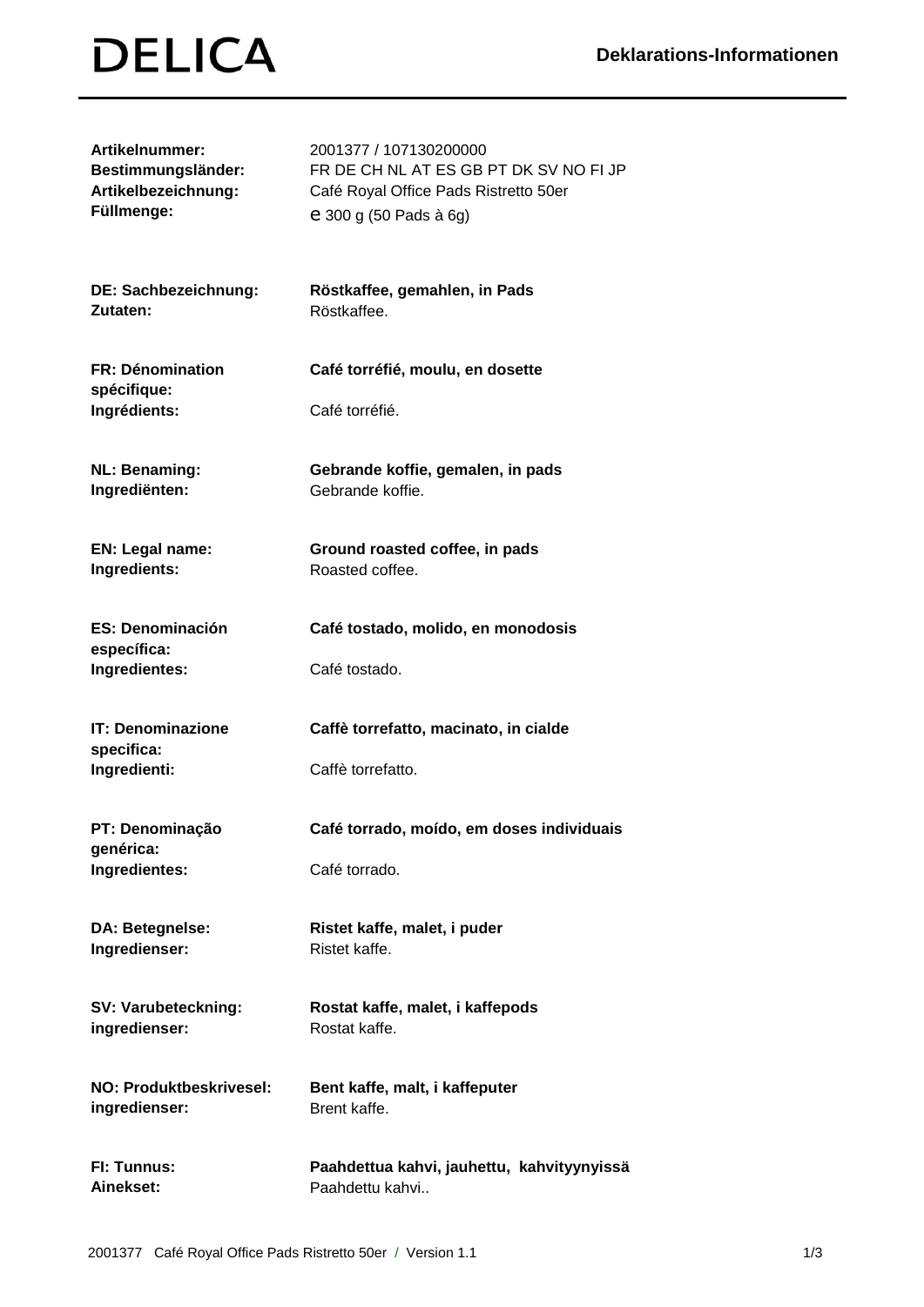# DELICA

## Deklarations-Informationen

| | |
|---|---|
| **Artikelnummer:** | 2001377 / 107130200000 |
| **Bestimmungsländer:** | FR DE CH NL AT ES GB PT DK SV NO FI JP |
| **Artikelbezeichnung:** | Café Royal Office Pads Ristretto 50er |
| **Füllmenge:** | ℮ 300 g (50 Pads à 6g) |

| | |
|---|---|
| **DE: Sachbezeichnung:** | **Röstkaffee, gemahlen, in Pads** |
| **Zutaten:** | Röstkaffee. |
| **FR: Dénomination spécifique:** | **Café torréfié, moulu, en dosette** |
| **Ingrédients:** | Café torréfié. |
| **NL: Benaming:** | **Gebrande koffie, gemalen, in pads** |
| **Ingrediënten:** | Gebrande koffie. |
| **EN: Legal name:** | **Ground roasted coffee, in pads** |
| **Ingredients:** | Roasted coffee. |
| **ES: Denominación específica:** | **Café tostado, molido, en monodosis** |
| **Ingredientes:** | Café tostado. |
| **IT: Denominazione specifica:** | **Caffè torrefatto, macinato, in cialde** |
| **Ingredienti:** | Caffè torrefatto. |
| **PT: Denominação genérica:** | **Café torrado, moído, em doses individuais** |
| **Ingredientes:** | Café torrado. |
| **DA: Betegnelse:** | **Ristet kaffe, malet, i puder** |
| **Ingredienser:** | Ristet kaffe. |
| **SV: Varubeteckning:** | **Rostat kaffe, malet, i kaffepods** |
| **ingredienser:** | Rostat kaffe. |
| **NO: Produktbeskrivesel:** | **Bent kaffe, malt, i kaffeputer** |
| **ingredienser:** | Brent kaffe. |
| **FI: Tunnus:** | **Paahdettua kahvi, jauhettu, kahvityynyissä** |
| **Ainekset:** | Paahdettu kahvi.. |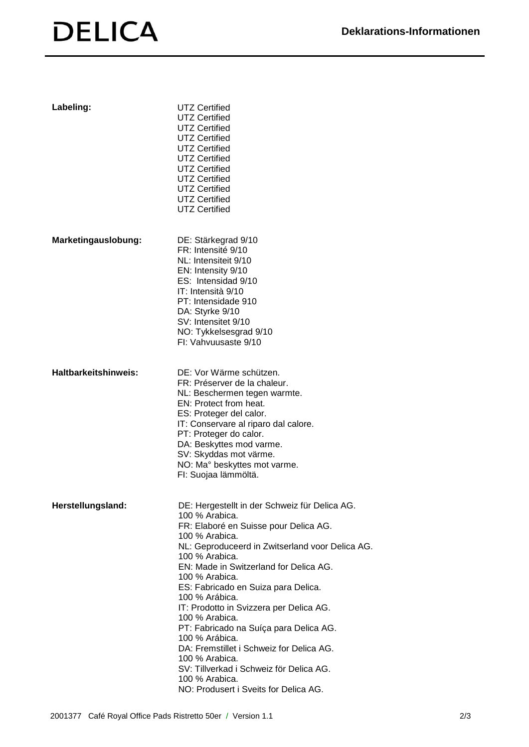# Deklarations-Informationen

**Labeling:**

UTZ Certified
UTZ Certified
UTZ Certified
UTZ Certified
UTZ Certified
UTZ Certified
UTZ Certified
UTZ Certified
UTZ Certified
UTZ Certified
UTZ Certified

**Marketingauslobung:**

DE: Stärkegrad 9/10
FR: Intensité 9/10
NL: Intensiteit 9/10
EN: Intensity 9/10
ES: Intensidad 9/10
IT: Intensità 9/10
PT: Intensidade 910
DA: Styrke 9/10
SV: Intensitet 9/10
NO: Tykkelsesgrad 9/10
FI: Vahvuusaste 9/10

**Haltbarkeitshinweis:**

DE: Vor Wärme schützen.
FR: Préserver de la chaleur.
NL: Beschermen tegen warmte.
EN: Protect from heat.
ES: Proteger del calor.
IT: Conservare al riparo dal calore.
PT: Proteger do calor.
DA: Beskyttes mod varme.
SV: Skyddas mot värme.
NO: Ma° beskyttes mot varme.
FI: Suojaa lämmöltä.

**Herstellungsland:**

DE: Hergestellt in der Schweiz für Delica AG.
100 % Arabica.
FR: Elaboré en Suisse pour Delica AG.
100 % Arabica.
NL: Geproduceerd in Zwitserland voor Delica AG.
100 % Arabica.
EN: Made in Switzerland for Delica AG.
100 % Arabica.
ES: Fabricado en Suiza para Delica.
100 % Arábica.
IT: Prodotto in Svizzera per Delica AG.
100 % Arabica.
PT: Fabricado na Suíça para Delica AG.
100 % Arábica.
DA: Fremstillet i Schweiz for Delica AG.
100 % Arabica.
SV: Tillverkad i Schweiz för Delica AG.
100 % Arabica.
NO: Produsert i Sveits for Delica AG.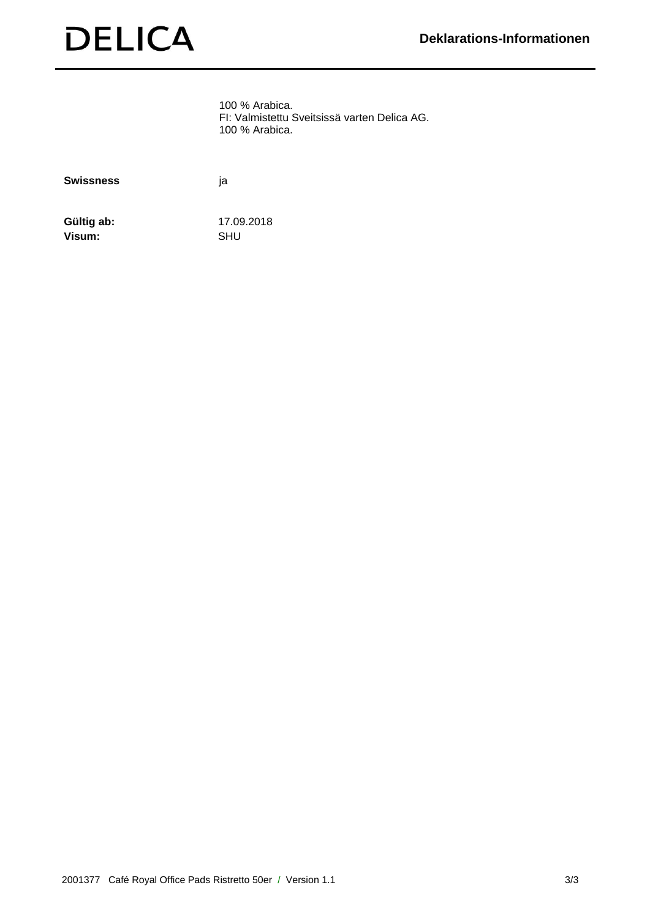100 % Arabica.
FI: Valmistettu Sveitsissä varten Delica AG.
100 % Arabica.

**Swissness** ja

**Gültig ab:** 17.09.2018
**Visum:** SHU